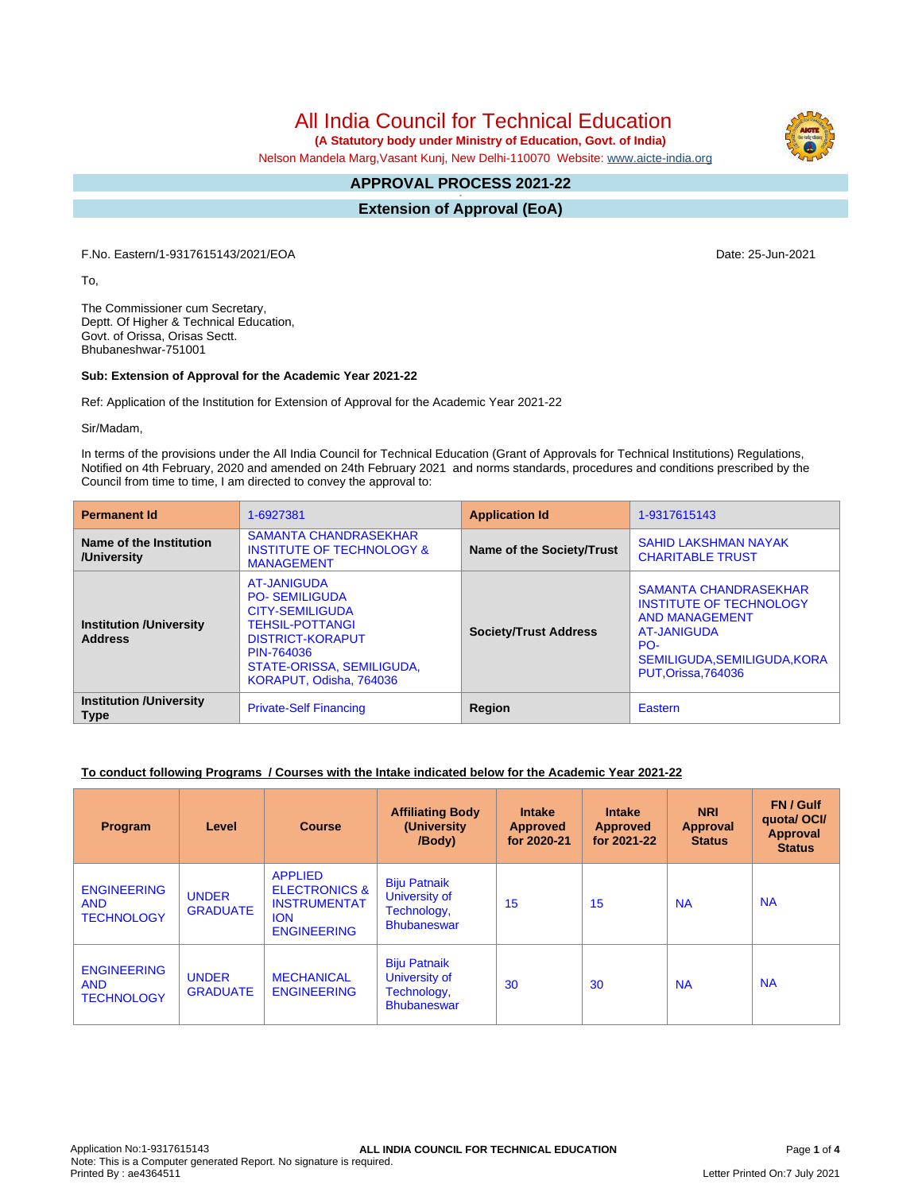# All India Council for Technical Education

**(A Statutory body under Ministry of Education, Govt. of India)**

Nelson Mandela Marg,Vasant Kunj, New Delhi-110070 Website: www.aicte-india.org

## APPROVAL PROCESS 2021-22

## Extension of Approval (EoA)

F.No. Eastern/1-9317615143/2021/EOA

Date: 25-Jun-2021

To,

The Commissioner cum Secretary,
Deptt. Of Higher & Technical Education,
Govt. of Orissa, Orisas Sectt.
Bhubaneshwar-751001

**Sub: Extension of Approval for the Academic Year 2021-22**

Ref: Application of the Institution for Extension of Approval for the Academic Year 2021-22

Sir/Madam,

In terms of the provisions under the All India Council for Technical Education (Grant of Approvals for Technical Institutions) Regulations, Notified on 4th February, 2020 and amended on 24th February 2021 and norms standards, procedures and conditions prescribed by the Council from time to time, I am directed to convey the approval to:

| **Permanent Id** | 1-6927381 | **Application Id** | 1-9317615143 |
|---|---|---|---|
| **Name of the Institution /University** | SAMANTA CHANDRASEKHAR INSTITUTE OF TECHNOLOGY & MANAGEMENT | **Name of the Society/Trust** | SAHID LAKSHMAN NAYAK CHARITABLE TRUST |
| **Institution /University Address** | AT-JANIGUDA<br>PO- SEMILIGUDA<br>CITY-SEMILIGUDA<br>TEHSIL-POTTANGI<br>DISTRICT-KORAPUT<br>PIN-764036<br>STATE-ORISSA, SEMILIGUDA, KORAPUT, Odisha, 764036 | **Society/Trust Address** | SAMANTA CHANDRASEKHAR INSTITUTE OF TECHNOLOGY AND MANAGEMENT<br>AT-JANIGUDA<br>PO-SEMILIGUDA,SEMILIGUDA,KORAPUT,Orissa,764036 |
| **Institution /University Type** | Private-Self Financing | **Region** | Eastern |

**To conduct following Programs / Courses with the Intake indicated below for the Academic Year 2021-22**

| Program | Level | Course | Affiliating Body (University /Body) | Intake Approved for 2020-21 | Intake Approved for 2021-22 | NRI Approval Status | FN / Gulf quota/ OCI/ Approval Status |
|---|---|---|---|---|---|---|---|
| ENGINEERING AND TECHNOLOGY | UNDER GRADUATE | APPLIED ELECTRONICS & INSTRUMENTATION ENGINEERING | Biju Patnaik University of Technology, Bhubaneswar | 15 | 15 | NA | NA |
| ENGINEERING AND TECHNOLOGY | UNDER GRADUATE | MECHANICAL ENGINEERING | Biju Patnaik University of Technology, Bhubaneswar | 30 | 30 | NA | NA |

Application No:1-9317615143
Note: This is a Computer generated Report. No signature is required.
Printed By : ae4364511

Letter Printed On:7 July 2021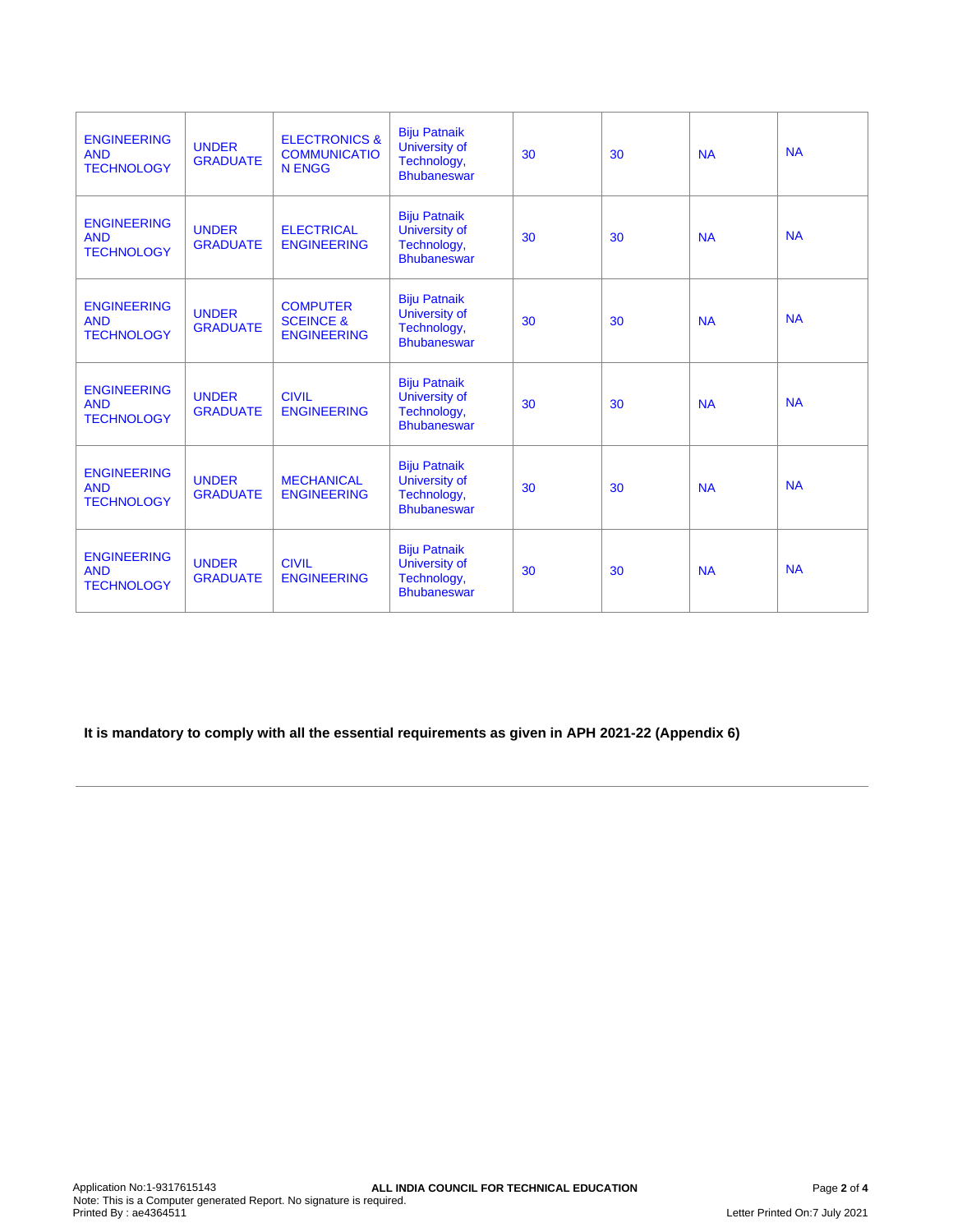| | | | | | | | |
|---|---|---|---|---|---|---|---|
| ENGINEERING AND TECHNOLOGY | UNDER GRADUATE | ELECTRONICS & COMMUNICATION ENGG | Biju Patnaik University of Technology, Bhubaneswar | 30 | 30 | NA | NA |
| ENGINEERING AND TECHNOLOGY | UNDER GRADUATE | ELECTRICAL ENGINEERING | Biju Patnaik University of Technology, Bhubaneswar | 30 | 30 | NA | NA |
| ENGINEERING AND TECHNOLOGY | UNDER GRADUATE | COMPUTER SCEINCE & ENGINEERING | Biju Patnaik University of Technology, Bhubaneswar | 30 | 30 | NA | NA |
| ENGINEERING AND TECHNOLOGY | UNDER GRADUATE | CIVIL ENGINEERING | Biju Patnaik University of Technology, Bhubaneswar | 30 | 30 | NA | NA |
| ENGINEERING AND TECHNOLOGY | UNDER GRADUATE | MECHANICAL ENGINEERING | Biju Patnaik University of Technology, Bhubaneswar | 30 | 30 | NA | NA |
| ENGINEERING AND TECHNOLOGY | UNDER GRADUATE | CIVIL ENGINEERING | Biju Patnaik University of Technology, Bhubaneswar | 30 | 30 | NA | NA |

**It is mandatory to comply with all the essential requirements as given in APH 2021-22 (Appendix 6)**

---

Application No:1-9317615143
Note: This is a Computer generated Report. No signature is required.
Printed By : ae4364511

**ALL INDIA COUNCIL FOR TECHNICAL EDUCATION**

Letter Printed On:7 July 2021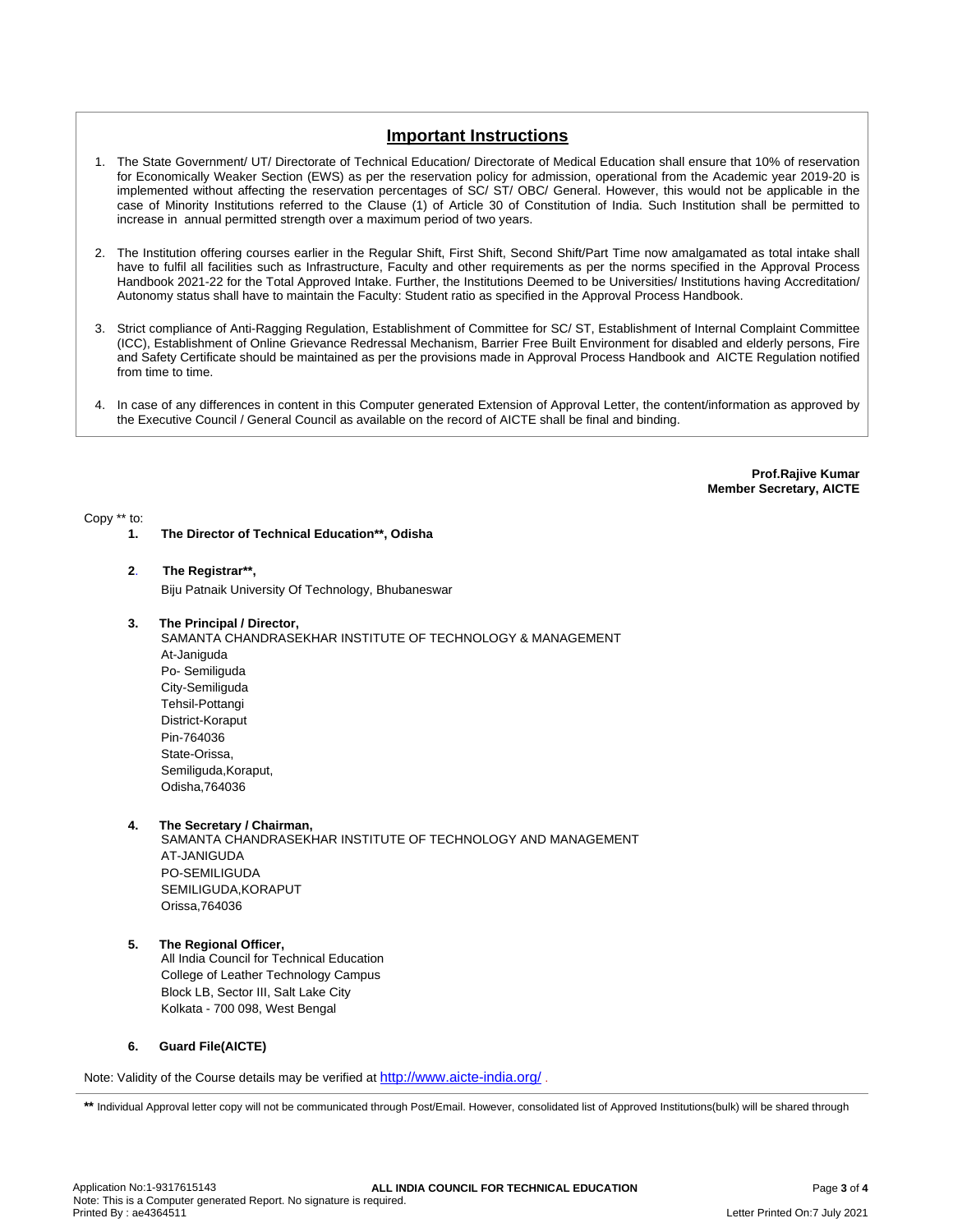## Important Instructions

1. The State Government/ UT/ Directorate of Technical Education/ Directorate of Medical Education shall ensure that 10% of reservation for Economically Weaker Section (EWS) as per the reservation policy for admission, operational from the Academic year 2019-20 is implemented without affecting the reservation percentages of SC/ ST/ OBC/ General. However, this would not be applicable in the case of Minority Institutions referred to the Clause (1) of Article 30 of Constitution of India. Such Institution shall be permitted to increase in annual permitted strength over a maximum period of two years.

2. The Institution offering courses earlier in the Regular Shift, First Shift, Second Shift/Part Time now amalgamated as total intake shall have to fulfil all facilities such as Infrastructure, Faculty and other requirements as per the norms specified in the Approval Process Handbook 2021-22 for the Total Approved Intake. Further, the Institutions Deemed to be Universities/ Institutions having Accreditation/ Autonomy status shall have to maintain the Faculty: Student ratio as specified in the Approval Process Handbook.

3. Strict compliance of Anti-Ragging Regulation, Establishment of Committee for SC/ ST, Establishment of Internal Complaint Committee (ICC), Establishment of Online Grievance Redressal Mechanism, Barrier Free Built Environment for disabled and elderly persons, Fire and Safety Certificate should be maintained as per the provisions made in Approval Process Handbook and AICTE Regulation notified from time to time.

4. In case of any differences in content in this Computer generated Extension of Approval Letter, the content/information as approved by the Executive Council / General Council as available on the record of AICTE shall be final and binding.

**Prof.Rajive Kumar**
**Member Secretary, AICTE**

Copy ** to:

1. **The Director of Technical Education**, Odisha**

2. **The Registrar**,**
   Biju Patnaik University Of Technology, Bhubaneswar

3. **The Principal / Director,**
   SAMANTA CHANDRASEKHAR INSTITUTE OF TECHNOLOGY & MANAGEMENT
   At-Janiguda
   Po- Semiliguda
   City-Semiliguda
   Tehsil-Pottangi
   District-Koraput
   Pin-764036
   State-Orissa,
   Semiliguda,Koraput,
   Odisha,764036

4. **The Secretary / Chairman,**
   SAMANTA CHANDRASEKHAR INSTITUTE OF TECHNOLOGY AND MANAGEMENT
   AT-JANIGUDA
   PO-SEMILIGUDA
   SEMILIGUDA,KORAPUT
   Orissa,764036

5. **The Regional Officer,**
   All India Council for Technical Education
   College of Leather Technology Campus
   Block LB, Sector III, Salt Lake City
   Kolkata - 700 098, West Bengal

6. **Guard File(AICTE)**

Note: Validity of the Course details may be verified at http://www.aicte-india.org/ .

**\*\*** Individual Approval letter copy will not be communicated through Post/Email. However, consolidated list of Approved Institutions(bulk) will be shared through

Application No:1-9317615143
Note: This is a Computer generated Report. No signature is required.
Printed By : ae4364511
Letter Printed On:7 July 2021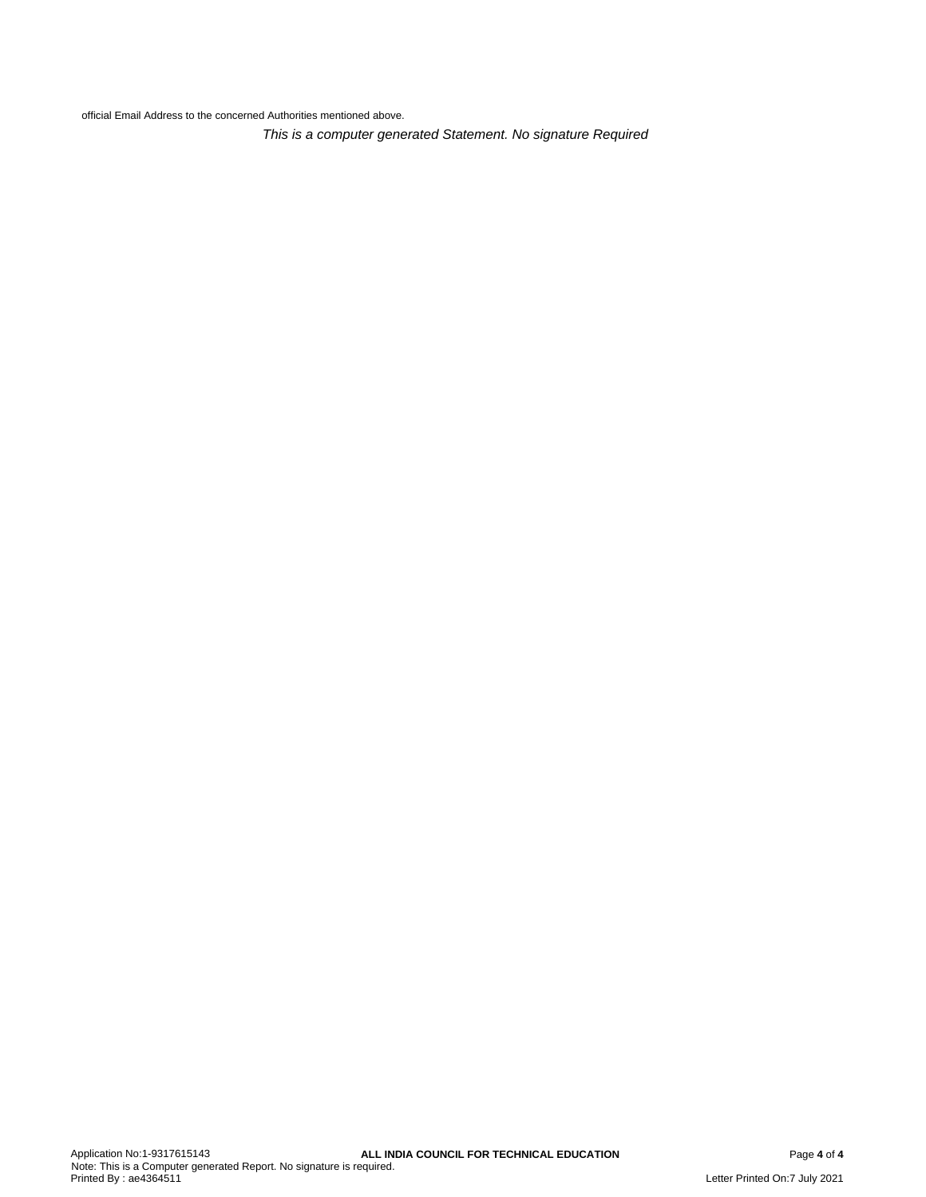official Email Address to the concerned Authorities mentioned above.

*This is a computer generated Statement. No signature Required*